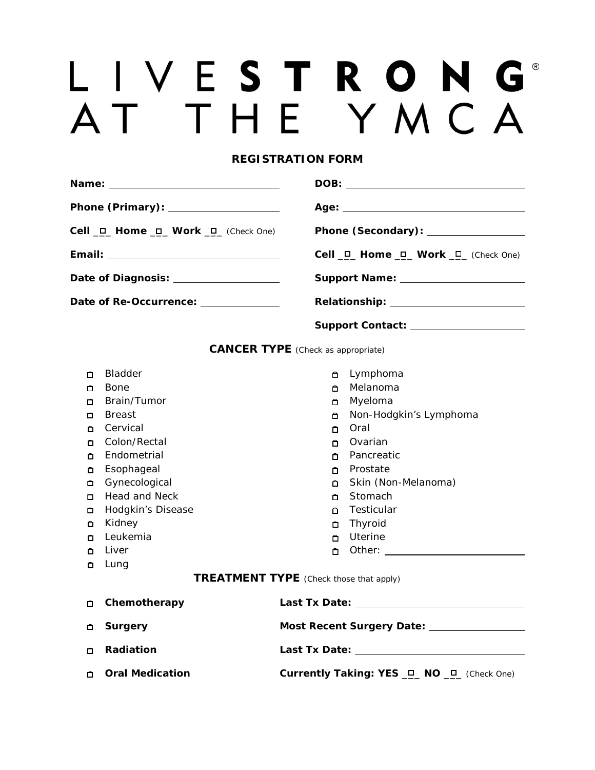# LIVESTRONG® AT THE YMCA

## REGISTRATION FORM

**Name:** ____________________

**Phone (Primary):** ____________________

**Cell** ___ **Home** ___ **Work** ___ (Check One)

**Email:** ____________________

**Date of Diagnosis:** ____________________

**Date of Re-Occurrence:** ____________________

**DOB:** ____________________

**Age:** ____________________

**Phone (Secondary):** ____________________

**Cell** ___ **Home** ___ **Work** ___ (Check One)

**Support Name:** ____________________

**Relationship:** ____________________

**Support Contact:** ____________________

### CANCER TYPE (Check as appropriate)

- ☐ Bladder
- ☐ Bone
- ☐ Brain/Tumor
- ☐ Breast
- ☐ Cervical
- ☐ Colon/Rectal
- ☐ Endometrial
- ☐ Esophageal
- ☐ Gynecological
- ☐ Head and Neck
- ☐ Hodgkin's Disease
- ☐ Kidney
- ☐ Leukemia
- ☐ Liver
- ☐ Lung
- ☐ Lymphoma
- ☐ Melanoma
- ☐ Myeloma
- ☐ Non-Hodgkin's Lymphoma
- ☐ Oral
- ☐ Ovarian
- ☐ Pancreatic
- ☐ Prostate
- ☐ Skin (Non-Melanoma)
- ☐ Stomach
- ☐ Testicular
- ☐ Thyroid
- ☐ Uterine
- ☐ Other: ____________________

### TREATMENT TYPE (Check those that apply)

- ☐ **Chemotherapy** — **Last Tx Date:** ____________________
- ☐ **Surgery** — **Most Recent Surgery Date:** ____________________
- ☐ **Radiation** — **Last Tx Date:** ____________________
- ☐ **Oral Medication** — **Currently Taking: YES** ___ **NO** ___ (Check One)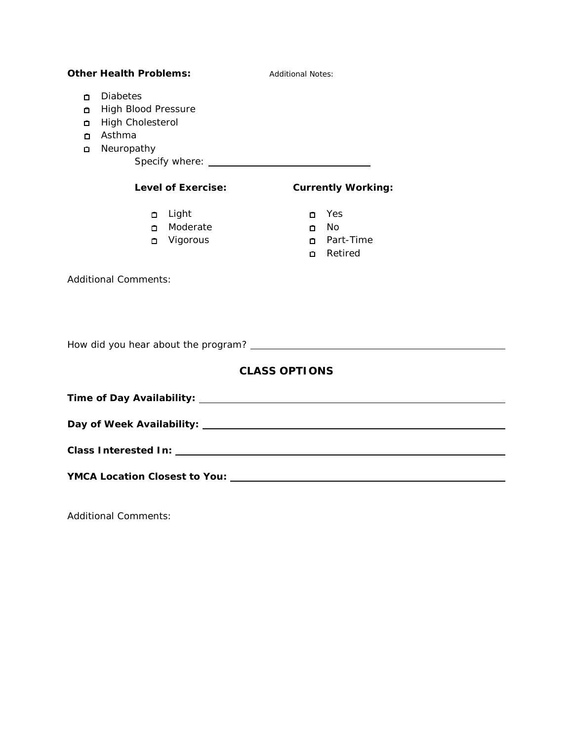**Other Health Problems:**

Additional Notes:

- ☐ Diabetes
- ☐ High Blood Pressure
- ☐ High Cholesterol
- ☐ Asthma
- ☐ Neuropathy

  Specify where: ______________________________

**Level of Exercise:**

- ☐ Light
- ☐ Moderate
- ☐ Vigorous

**Currently Working:**

- ☐ Yes
- ☐ No
- ☐ Part-Time
- ☐ Retired

Additional Comments:

How did you hear about the program? ______________________________

## CLASS OPTIONS

**Time of Day Availability:** ______________________________

**Day of Week Availability:** ______________________________

**Class Interested In:** ______________________________

**YMCA Location Closest to You:** ______________________________

Additional Comments: